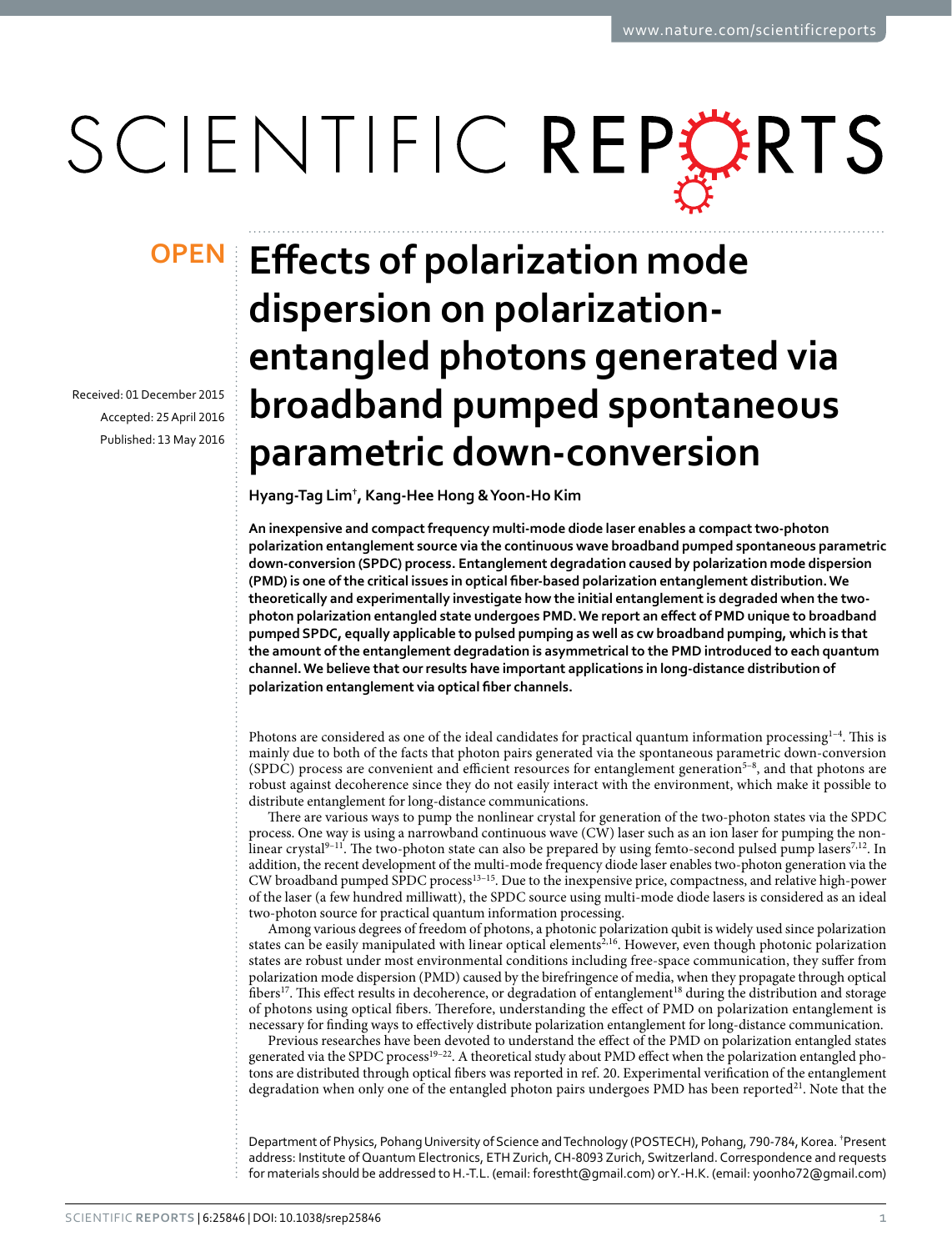**OPEN**

# Effects of polarization mode dispersion on polarization-entangled photons generated via broadband pumped spontaneous parametric down-conversion

Received: 01 December 2015

Accepted: 25 April 2016

Published: 13 May 2016

**Hyang-Tag Lim†, Kang-Hee Hong & Yoon-Ho Kim**

**An inexpensive and compact frequency multi-mode diode laser enables a compact two-photon polarization entanglement source via the continuous wave broadband pumped spontaneous parametric down-conversion (SPDC) process. Entanglement degradation caused by polarization mode dispersion (PMD) is one of the critical issues in optical fiber-based polarization entanglement distribution. We theoretically and experimentally investigate how the initial entanglement is degraded when the two-photon polarization entangled state undergoes PMD. We report an effect of PMD unique to broadband pumped SPDC, equally applicable to pulsed pumping as well as cw broadband pumping, which is that the amount of the entanglement degradation is asymmetrical to the PMD introduced to each quantum channel. We believe that our results have important applications in long-distance distribution of polarization entanglement via optical fiber channels.**

Photons are considered as one of the ideal candidates for practical quantum information processing[1–4]. This is mainly due to both of the facts that photon pairs generated via the spontaneous parametric down-conversion (SPDC) process are convenient and efficient resources for entanglement generation[5–8], and that photons are robust against decoherence since they do not easily interact with the environment, which make it possible to distribute entanglement for long-distance communications.

There are various ways to pump the nonlinear crystal for generation of the two-photon states via the SPDC process. One way is using a narrowband continuous wave (CW) laser such as an ion laser for pumping the nonlinear crystal[9–11]. The two-photon state can also be prepared by using femto-second pulsed pump lasers[7,12]. In addition, the recent development of the multi-mode frequency diode laser enables two-photon generation via the CW broadband pumped SPDC process[13–15]. Due to the inexpensive price, compactness, and relative high-power of the laser (a few hundred milliwatt), the SPDC source using multi-mode diode lasers is considered as an ideal two-photon source for practical quantum information processing.

Among various degrees of freedom of photons, a photonic polarization qubit is widely used since polarization states can be easily manipulated with linear optical elements[2,16]. However, even though photonic polarization states are robust under most environmental conditions including free-space communication, they suffer from polarization mode dispersion (PMD) caused by the birefringence of media, when they propagate through optical fibers[17]. This effect results in decoherence, or degradation of entanglement[18] during the distribution and storage of photons using optical fibers. Therefore, understanding the effect of PMD on polarization entanglement is necessary for finding ways to effectively distribute polarization entanglement for long-distance communication.

Previous researches have been devoted to understand the effect of the PMD on polarization entangled states generated via the SPDC process[19–22]. A theoretical study about PMD effect when the polarization entangled photons are distributed through optical fibers was reported in ref. 20. Experimental verification of the entanglement degradation when only one of the entangled photon pairs undergoes PMD has been reported[21]. Note that the

Department of Physics, Pohang University of Science and Technology (POSTECH), Pohang, 790-784, Korea. †Present address: Institute of Quantum Electronics, ETH Zurich, CH-8093 Zurich, Switzerland. Correspondence and requests for materials should be addressed to H.-T.L. (email: forestht@gmail.com) or Y.-H.K. (email: yoonho72@gmail.com)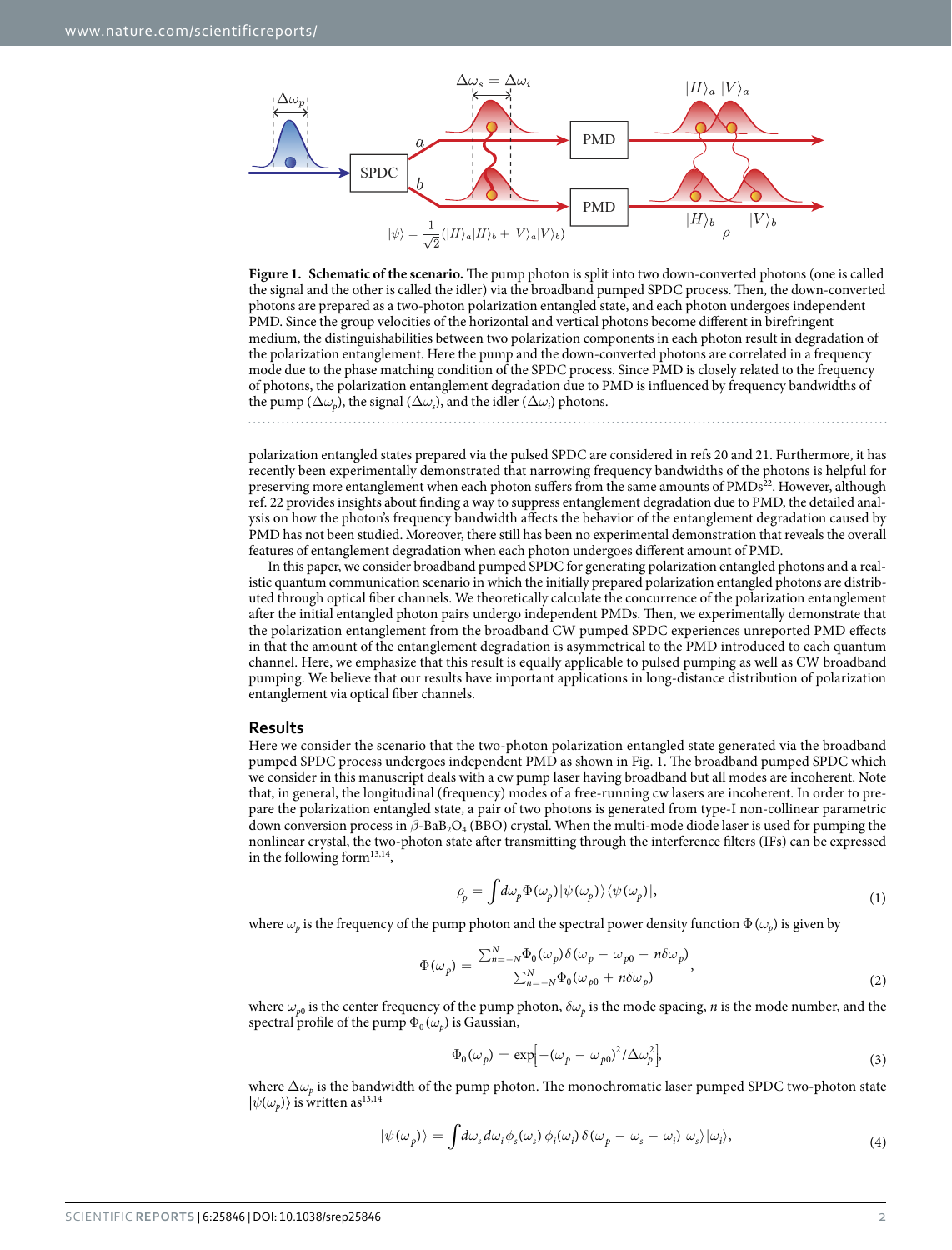Figure 1. **Schematic of the scenario.** The pump photon is split into two down-converted photons (one is called the signal and the other is called the idler) via the broadband pumped SPDC process. Then, the down-converted photons are prepared as a two-photon polarization entangled state, and each photon undergoes independent PMD. Since the group velocities of the horizontal and vertical photons become different in birefringent medium, the distinguishabilities between two polarization components in each photon result in degradation of the polarization entanglement. Here the pump and the down-converted photons are correlated in a frequency mode due to the phase matching condition of the SPDC process. Since PMD is closely related to the frequency of photons, the polarization entanglement degradation due to PMD is influenced by frequency bandwidths of the pump ($\Delta\omega_p$), the signal ($\Delta\omega_s$), and the idler ($\Delta\omega_i$) photons.

polarization entangled states prepared via the pulsed SPDC are considered in refs 20 and 21. Furthermore, it has recently been experimentally demonstrated that narrowing frequency bandwidths of the photons is helpful for preserving more entanglement when each photon suffers from the same amounts of PMDs[22]. However, although ref. 22 provides insights about finding a way to suppress entanglement degradation due to PMD, the detailed analysis on how the photon's frequency bandwidth affects the behavior of the entanglement degradation caused by PMD has not been studied. Moreover, there still has been no experimental demonstration that reveals the overall features of entanglement degradation when each photon undergoes different amount of PMD.

In this paper, we consider broadband pumped SPDC for generating polarization entangled photons and a realistic quantum communication scenario in which the initially prepared polarization entangled photons are distributed through optical fiber channels. We theoretically calculate the concurrence of the polarization entanglement after the initial entangled photon pairs undergo independent PMDs. Then, we experimentally demonstrate that the polarization entanglement from the broadband CW pumped SPDC experiences unreported PMD effects in that the amount of the entanglement degradation is asymmetrical to the PMD introduced to each quantum channel. Here, we emphasize that this result is equally applicable to pulsed pumping as well as CW broadband pumping. We believe that our results have important applications in long-distance distribution of polarization entanglement via optical fiber channels.

## Results

Here we consider the scenario that the two-photon polarization entangled state generated via the broadband pumped SPDC process undergoes independent PMD as shown in Fig. 1. The broadband pumped SPDC which we consider in this manuscript deals with a cw pump laser having broadband but all modes are incoherent. Note that, in general, the longitudinal (frequency) modes of a free-running cw lasers are incoherent. In order to prepare the polarization entangled state, a pair of two photons is generated from type-I non-collinear parametric down conversion process in $\beta$-$BaB_2O_4$ (BBO) crystal. When the multi-mode diode laser is used for pumping the nonlinear crystal, the two-photon state after transmitting through the interference filters (IFs) can be expressed in the following form[13,14],

$$\rho_p = \int d\omega_p \Phi(\omega_p)|\psi(\omega_p)\rangle\langle\psi(\omega_p)|, \tag{1}$$

where $\omega_p$ is the frequency of the pump photon and the spectral power density function $\Phi(\omega_p)$ is given by

$$\Phi(\omega_p) = \frac{\sum_{n=-N}^{N}\Phi_0(\omega_p)\delta(\omega_p - \omega_{p0} - n\delta\omega_p)}{\sum_{n=-N}^{N}\Phi_0(\omega_{p0} + n\delta\omega_p)}, \tag{2}$$

where $\omega_{p0}$ is the center frequency of the pump photon, $\delta\omega_p$ is the mode spacing, $n$ is the mode number, and the spectral profile of the pump $\Phi_0(\omega_p)$ is Gaussian,

$$\Phi_0(\omega_p) = \exp\left[-(\omega_p - \omega_{p0})^2/\Delta\omega_p^2\right], \tag{3}$$

where $\Delta\omega_p$ is the bandwidth of the pump photon. The monochromatic laser pumped SPDC two-photon state $|\psi(\omega_p)\rangle$ is written as[13,14]

$$|\psi(\omega_p)\rangle = \int d\omega_s d\omega_i \phi_s(\omega_s)\,\phi_i(\omega_i)\,\delta(\omega_p - \omega_s - \omega_i)|\omega_s\rangle|\omega_i\rangle, \tag{4}$$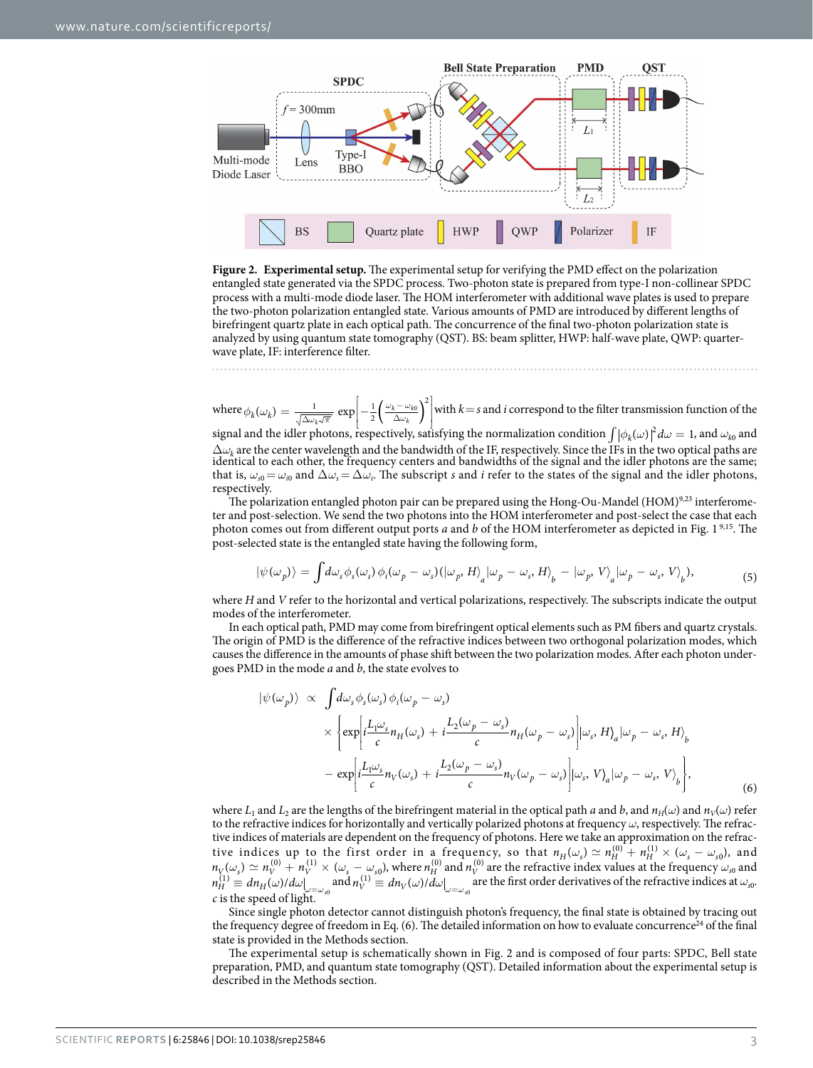**Figure 2. Experimental setup.** The experimental setup for verifying the PMD effect on the polarization entangled state generated via the SPDC process. Two-photon state is prepared from type-I non-collinear SPDC process with a multi-mode diode laser. The HOM interferometer with additional wave plates is used to prepare the two-photon polarization entangled state. Various amounts of PMD are introduced by different lengths of birefringent quartz plate in each optical path. The concurrence of the final two-photon polarization state is analyzed by using quantum state tomography (QST). BS: beam splitter, HWP: half-wave plate, QWP: quarter-wave plate, IF: interference filter.

where $\phi_k(\omega_k) = \frac{1}{\sqrt{\Delta\omega_k\sqrt{\pi}}}\exp\left[-\frac{1}{2}\left(\frac{\omega_k-\omega_{k0}}{\Delta\omega_k}\right)^2\right]$ with $k=s$ and $i$ correspond to the filter transmission function of the signal and the idler photons, respectively, satisfying the normalization condition $\int|\phi_k(\omega)|^2 d\omega = 1$, and $\omega_{k0}$ and $\Delta\omega_k$ are the center wavelength and the bandwidth of the IF, respectively. Since the IFs in the two optical paths are identical to each other, the frequency centers and bandwidths of the signal and the idler photons are the same; that is, $\omega_{s0} = \omega_{i0}$ and $\Delta\omega_s = \Delta\omega_i$. The subscript $s$ and $i$ refer to the states of the signal and the idler photons, respectively.

The polarization entangled photon pair can be prepared using the Hong-Ou-Mandel (HOM)[9,23] interferometer and post-selection. We send the two photons into the HOM interferometer and post-select the case that each photon comes out from different output ports $a$ and $b$ of the HOM interferometer as depicted in Fig. 1[9,15]. The post-selected state is the entangled state having the following form,

$$|\psi(\omega_p)\rangle = \int d\omega_s\,\phi_s(\omega_s)\,\phi_i(\omega_p-\omega_s)(|\omega_p, H\rangle_a|\omega_p-\omega_s, H\rangle_b - |\omega_p, V\rangle_a|\omega_p-\omega_s, V\rangle_b), \tag{5}$$

where $H$ and $V$ refer to the horizontal and vertical polarizations, respectively. The subscripts indicate the output modes of the interferometer.

In each optical path, PMD may come from birefringent optical elements such as PM fibers and quartz crystals. The origin of PMD is the difference of the refractive indices between two orthogonal polarization modes, which causes the difference in the amounts of phase shift between the two polarization modes. After each photon undergoes PMD in the mode $a$ and $b$, the state evolves to

$$\begin{aligned}|\psi(\omega_p)\rangle \;\propto\; &\int d\omega_s\,\phi_s(\omega_s)\,\phi_i(\omega_p-\omega_s)\\ &\times\left\{\exp\left[i\frac{L_1\omega_s}{c}n_H(\omega_s) + i\frac{L_2(\omega_p-\omega_s)}{c}n_H(\omega_p-\omega_s)\right]|\omega_s, H\rangle_a|\omega_p-\omega_s, H\rangle_b\right.\\ &\left.-\exp\left[i\frac{L_1\omega_s}{c}n_V(\omega_s) + i\frac{L_2(\omega_p-\omega_s)}{c}n_V(\omega_p-\omega_s)\right]|\omega_s, V\rangle_a|\omega_p-\omega_s, V\rangle_b\right\},\end{aligned} \tag{6}$$

where $L_1$ and $L_2$ are the lengths of the birefringent material in the optical path $a$ and $b$, and $n_H(\omega)$ and $n_V(\omega)$ refer to the refractive indices for horizontally and vertically polarized photons at frequency $\omega$, respectively. The refractive indices of materials are dependent on the frequency of photons. Here we take an approximation on the refractive indices up to the first order in a frequency, so that $n_H(\omega_s) \simeq n_H^{(0)} + n_H^{(1)} \times (\omega_s - \omega_{s0})$, and $n_V(\omega_s) \simeq n_V^{(0)} + n_V^{(1)} \times (\omega_s - \omega_{s0})$, where $n_H^{(0)}$ and $n_V^{(0)}$ are the refractive index values at the frequency $\omega_{s0}$ and $n_H^{(1)} \equiv dn_H(\omega)/d\omega|_{\omega=\omega_{s0}}$ and $n_V^{(1)} \equiv dn_V(\omega)/d\omega|_{\omega=\omega_{s0}}$ are the first order derivatives of the refractive indices at $\omega_{s0}$. $c$ is the speed of light.

Since single photon detector cannot distinguish photon's frequency, the final state is obtained by tracing out the frequency degree of freedom in Eq. (6). The detailed information on how to evaluate concurrence[24] of the final state is provided in the Methods section.

The experimental setup is schematically shown in Fig. 2 and is composed of four parts: SPDC, Bell state preparation, PMD, and quantum state tomography (QST). Detailed information about the experimental setup is described in the Methods section.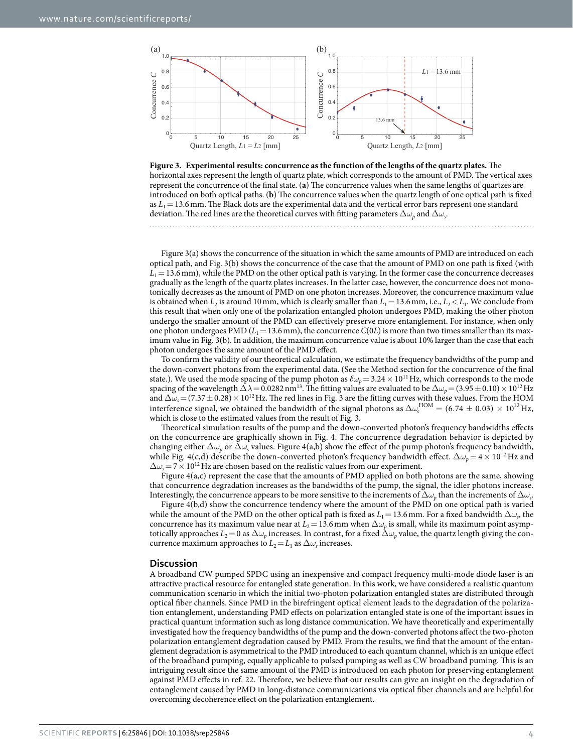**Figure 3. Experimental results: concurrence as the function of the lengths of the quartz plates.** The horizontal axes represent the length of quartz plate, which corresponds to the amount of PMD. The vertical axes represent the concurrence of the final state. (**a**) The concurrence values when the same lengths of quartzes are introduced on both optical paths. (**b**) The concurrence values when the quartz length of one optical path is fixed as $L_1 = 13.6$ mm. The Black dots are the experimental data and the vertical error bars represent one standard deviation. The red lines are the theoretical curves with fitting parameters $\Delta\omega_p$ and $\Delta\omega_s$.

Figure 3(a) shows the concurrence of the situation in which the same amounts of PMD are introduced on each optical path, and Fig. 3(b) shows the concurrence of the case that the amount of PMD on one path is fixed (with $L_1 = 13.6$ mm), while the PMD on the other optical path is varying. In the former case the concurrence decreases gradually as the length of the quartz plates increases. In the latter case, however, the concurrence does not monotonically decreases as the amount of PMD on one photon increases. Moreover, the concurrence maximum value is obtained when $L_2$ is around 10 mm, which is clearly smaller than $L_1 = 13.6$ mm, i.e., $L_2 < L_1$. We conclude from this result that when only one of the polarization entangled photon undergoes PMD, making the other photon undergo the smaller amount of the PMD can effectively preserve more entanglement. For instance, when only one photon undergoes PMD ($L_1 = 13.6$ mm), the concurrence $C(0L)$ is more than two times smaller than its maximum value in Fig. 3(b). In addition, the maximum concurrence value is about 10% larger than the case that each photon undergoes the same amount of the PMD effect.

To confirm the validity of our theoretical calculation, we estimate the frequency bandwidths of the pump and the down-convert photons from the experimental data. (See the Method section for the concurrence of the final state.). We used the mode spacing of the pump photon as $\delta\omega_p = 3.24 \times 10^{11}$ Hz, which corresponds to the mode spacing of the wavelength $\Delta\lambda = 0.0282$ nm[13]. The fitting values are evaluated to be $\Delta\omega_p = (3.95 \pm 0.10) \times 10^{12}$ Hz and $\Delta\omega_s = (7.37 \pm 0.28) \times 10^{12}$ Hz. The red lines in Fig. 3 are the fitting curves with these values. From the HOM interference signal, we obtained the bandwidth of the signal photons as $\Delta\omega_s^{\mathrm{HOM}} = (6.74 \pm 0.03) \times 10^{12}$ Hz, which is close to the estimated values from the result of Fig. 3.

Theoretical simulation results of the pump and the down-converted photon's frequency bandwidths effects on the concurrence are graphically shown in Fig. 4. The concurrence degradation behavior is depicted by changing either $\Delta\omega_p$ or $\Delta\omega_s$ values. Figure 4(a,b) show the effect of the pump photon's frequency bandwidth, while Fig. 4(c,d) describe the down-converted photon's frequency bandwidth effect. $\Delta\omega_p = 4 \times 10^{12}$ Hz and $\Delta\omega_s = 7 \times 10^{12}$ Hz are chosen based on the realistic values from our experiment.

Figure 4(a,c) represent the case that the amounts of PMD applied on both photons are the same, showing that concurrence degradation increases as the bandwidths of the pump, the signal, the idler photons increase. Interestingly, the concurrence appears to be more sensitive to the increments of $\Delta\omega_p$ than the increments of $\Delta\omega_s$.

Figure 4(b,d) show the concurrence tendency where the amount of the PMD on one optical path is varied while the amount of the PMD on the other optical path is fixed as $L_1 = 13.6$ mm. For a fixed bandwidth $\Delta\omega_s$, the concurrence has its maximum value near at $L_2 = 13.6$ mm when $\Delta\omega_p$ is small, while its maximum point asymptotically approaches $L_2 = 0$ as $\Delta\omega_p$ increases. In contrast, for a fixed $\Delta\omega_p$ value, the quartz length giving the concurrence maximum approaches to $L_2 = L_1$ as $\Delta\omega_s$ increases.

## Discussion

A broadband CW pumped SPDC using an inexpensive and compact frequency multi-mode diode laser is an attractive practical resource for entangled state generation. In this work, we have considered a realistic quantum communication scenario in which the initial two-photon polarization entangled states are distributed through optical fiber channels. Since PMD in the birefringent optical element leads to the degradation of the polarization entanglement, understanding PMD effects on polarization entangled state is one of the important issues in practical quantum information such as long distance communication. We have theoretically and experimentally investigated how the frequency bandwidths of the pump and the down-converted photons affect the two-photon polarization entanglement degradation caused by PMD. From the results, we find that the amount of the entanglement degradation is asymmetrical to the PMD introduced to each quantum channel, which is an unique effect of the broadband pumping, equally applicable to pulsed pumping as well as CW broadband puming. This is an intriguing result since the same amount of the PMD is introduced on each photon for preserving entanglement against PMD effects in ref. 22. Therefore, we believe that our results can give an insight on the degradation of entanglement caused by PMD in long-distance communications via optical fiber channels and are helpful for overcoming decoherence effect on the polarization entanglement.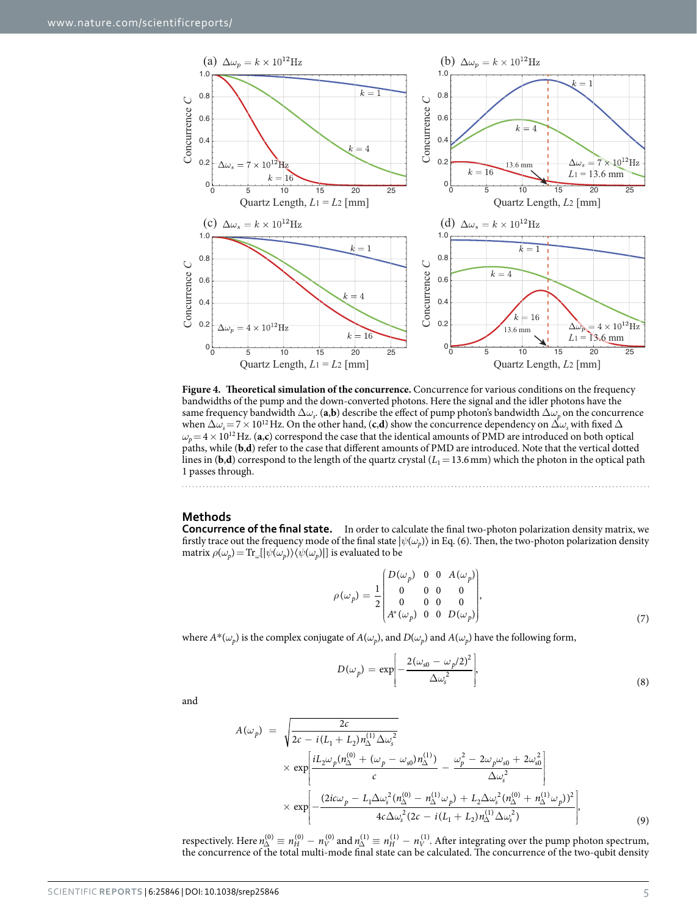**Figure 4. Theoretical simulation of the concurrence.** Concurrence for various conditions on the frequency bandwidths of the pump and the down-converted photons. Here the signal and the idler photons have the same frequency bandwidth $\Delta\omega_s$. (**a**,**b**) describe the effect of pump photon's bandwidth $\Delta\omega_p$ on the concurrence when $\Delta\omega_s = 7\times10^{12}$ Hz. On the other hand, (**c**,**d**) show the concurrence dependency on $\Delta\omega_s$ with fixed $\Delta\omega_p = 4\times10^{12}$ Hz. (**a**,**c**) correspond the case that the identical amounts of PMD are introduced on both optical paths, while (**b**,**d**) refer to the case that different amounts of PMD are introduced. Note that the vertical dotted lines in (**b**,**d**) correspond to the length of the quartz crystal ($L_1 = 13.6$ mm) which the photon in the optical path 1 passes through.

## Methods

**Concurrence of the final state.** In order to calculate the final two-photon polarization density matrix, we firstly trace out the frequency mode of the final state $|\psi(\omega_p)\rangle$ in Eq. (6). Then, the two-photon polarization density matrix $\rho(\omega_p) = \mathrm{Tr}_\omega[|\psi(\omega_p)\rangle\langle\psi(\omega_p)|]$ is evaluated to be

$$\rho(\omega_p) = \frac{1}{2}\begin{pmatrix} D(\omega_p) & 0 & 0 & A(\omega_p) \\ 0 & 0 & 0 & 0 \\ 0 & 0 & 0 & 0 \\ A^*(\omega_p) & 0 & 0 & D(\omega_p) \end{pmatrix}, \tag{7}$$

where $A^*(\omega_p)$ is the complex conjugate of $A(\omega_p)$, and $D(\omega_p)$ and $A(\omega_p)$ have the following form,

$$D(\omega_p) = \exp\left[-\frac{2(\omega_{s0} - \omega_p/2)^2}{\Delta\omega_s^2}\right], \tag{8}$$

and

$$\begin{aligned} A(\omega_p) = & \sqrt{\frac{2c}{2c - i(L_1 + L_2)n_\Delta^{(1)}\Delta\omega_s^2}} \\ & \times \exp\left[\frac{iL_2\omega_p(n_\Delta^{(0)} + (\omega_p - \omega_{s0})n_\Delta^{(1)})}{c} - \frac{\omega_p^2 - 2\omega_p\omega_{s0} + 2\omega_{s0}^2}{\Delta\omega_s^2}\right] \\ & \times \exp\left[-\frac{(2ic\omega_p - L_1\Delta\omega_s^2(n_\Delta^{(0)} - n_\Delta^{(1)}\omega_p) + L_2\Delta\omega_s^2(n_\Delta^{(0)} + n_\Delta^{(1)}\omega_p))^2}{4c\Delta\omega_s^2(2c - i(L_1 + L_2)n_\Delta^{(1)}\Delta\omega_s^2)}\right], \end{aligned} \tag{9}$$

respectively. Here $n_\Delta^{(0)} \equiv n_H^{(0)} - n_V^{(0)}$ and $n_\Delta^{(1)} \equiv n_H^{(1)} - n_V^{(1)}$. After integrating over the pump photon spectrum, the concurrence of the total multi-mode final state can be calculated. The concurrence of the two-qubit density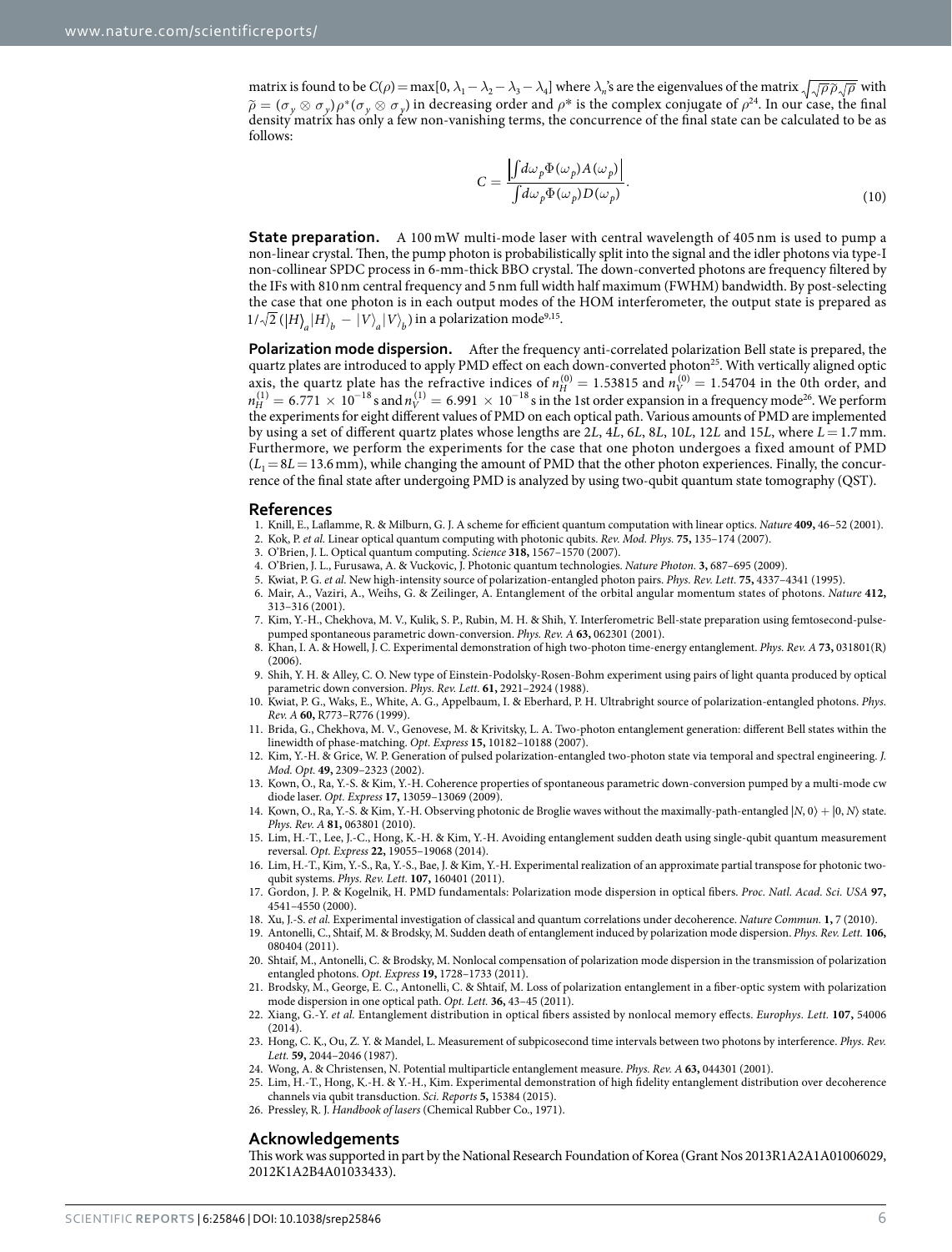matrix is found to be $C(\rho) = \max[0, \lambda_1 - \lambda_2 - \lambda_3 - \lambda_4]$ where $\lambda_n$'s are the eigenvalues of the matrix $\sqrt{\sqrt{\rho}\,\tilde{\rho}\sqrt{\rho}}$ with $\tilde{\rho} = (\sigma_y \otimes \sigma_y)\rho^*(\sigma_y \otimes \sigma_y)$ in decreasing order and $\rho^*$ is the complex conjugate of $\rho$[24]. In our case, the final density matrix has only a few non-vanishing terms, the concurrence of the final state can be calculated to be as follows:

$$C = \frac{\left|\int d\omega_p \Phi(\omega_p) A(\omega_p)\right|}{\int d\omega_p \Phi(\omega_p) D(\omega_p)}. \tag{10}$$

**State preparation.** A 100 mW multi-mode laser with central wavelength of 405 nm is used to pump a non-linear crystal. Then, the pump photon is probabilistically split into the signal and the idler photons via type-I non-collinear SPDC process in 6-mm-thick BBO crystal. The down-converted photons are frequency filtered by the IFs with 810 nm central frequency and 5 nm full width half maximum (FWHM) bandwidth. By post-selecting the case that one photon is in each output modes of the HOM interferometer, the output state is prepared as $1/\sqrt{2}\,(|H\rangle_a|H\rangle_b - |V\rangle_a|V\rangle_b)$ in a polarization mode[9,15].

**Polarization mode dispersion.** After the frequency anti-correlated polarization Bell state is prepared, the quartz plates are introduced to apply PMD effect on each down-converted photon[25]. With vertically aligned optic axis, the quartz plate has the refractive indices of $n_H^{(0)} = 1.53815$ and $n_V^{(0)} = 1.54704$ in the 0th order, and $n_H^{(1)} = 6.771 \times 10^{-18}$ s and $n_V^{(1)} = 6.991 \times 10^{-18}$ s in the 1st order expansion in a frequency mode[26]. We perform the experiments for eight different values of PMD on each optical path. Various amounts of PMD are implemented by using a set of different quartz plates whose lengths are $2L$, $4L$, $6L$, $8L$, $10L$, $12L$ and $15L$, where $L = 1.7$ mm. Furthermore, we perform the experiments for the case that one photon undergoes a fixed amount of PMD ($L_1 = 8L = 13.6$ mm), while changing the amount of PMD that the other photon experiences. Finally, the concurrence of the final state after undergoing PMD is analyzed by using two-qubit quantum state tomography (QST).

## References

1. Knill, E., Laflamme, R. & Milburn, G. J. A scheme for efficient quantum computation with linear optics. *Nature* **409,** 46–52 (2001).
2. Kok, P. *et al.* Linear optical quantum computing with photonic qubits. *Rev. Mod. Phys.* **75,** 135–174 (2007).
3. O'Brien, J. L. Optical quantum computing. *Science* **318,** 1567–1570 (2007).
4. O'Brien, J. L., Furusawa, A. & Vuckovic, J. Photonic quantum technologies. *Nature Photon.* **3,** 687–695 (2009).
5. Kwiat, P. G. *et al.* New high-intensity source of polarization-entangled photon pairs. *Phys. Rev. Lett.* **75,** 4337–4341 (1995).
6. Mair, A., Vaziri, A., Weihs, G. & Zeilinger, A. Entanglement of the orbital angular momentum states of photons. *Nature* **412,** 313–316 (2001).
7. Kim, Y.-H., Chekhova, M. V., Kulik, S. P., Rubin, M. H. & Shih, Y. Interferometric Bell-state preparation using femtosecond-pulse-pumped spontaneous parametric down-conversion. *Phys. Rev. A* **63,** 062301 (2001).
8. Khan, I. A. & Howell, J. C. Experimental demonstration of high two-photon time-energy entanglement. *Phys. Rev. A* **73,** 031801(R) (2006).
9. Shih, Y. H. & Alley, C. O. New type of Einstein-Podolsky-Rosen-Bohm experiment using pairs of light quanta produced by optical parametric down conversion. *Phys. Rev. Lett.* **61,** 2921–2924 (1988).
10. Kwiat, P. G., Waks, E., White, A. G., Appelbaum, I. & Eberhard, P. H. Ultrabright source of polarization-entangled photons. *Phys. Rev. A* **60,** R773–R776 (1999).
11. Brida, G., Chekhova, M. V., Genovese, M. & Krivitsky, L. A. Two-photon entanglement generation: different Bell states within the linewidth of phase-matching. *Opt. Express* **15,** 10182–10188 (2007).
12. Kim, Y.-H. & Grice, W. P. Generation of pulsed polarization-entangled two-photon state via temporal and spectral engineering. *J. Mod. Opt.* **49,** 2309–2323 (2002).
13. Kown, O., Ra, Y.-S. & Kim, Y.-H. Coherence properties of spontaneous parametric down-conversion pumped by a multi-mode cw diode laser. *Opt. Express* **17,** 13059–13069 (2009).
14. Kown, O., Ra, Y.-S. & Kim, Y.-H. Observing photonic de Broglie waves without the maximally-path-entangled $|N, 0\rangle + |0, N\rangle$ state. *Phys. Rev. A* **81,** 063801 (2010).
15. Lim, H.-T., Lee, J.-C., Hong, K.-H. & Kim, Y.-H. Avoiding entanglement sudden death using single-qubit quantum measurement reversal. *Opt. Express* **22,** 19055–19068 (2014).
16. Lim, H.-T., Kim, Y.-S., Ra, Y.-S., Bae, J. & Kim, Y.-H. Experimental realization of an approximate partial transpose for photonic two-qubit systems. *Phys. Rev. Lett.* **107,** 160401 (2011).
17. Gordon, J. P. & Kogelnik, H. PMD fundamentals: Polarization mode dispersion in optical fibers. *Proc. Natl. Acad. Sci. USA* **97,** 4541–4550 (2000).
18. Xu, J.-S. *et al.* Experimental investigation of classical and quantum correlations under decoherence. *Nature Commun.* **1,** 7 (2010).
19. Antonelli, C., Shtaif, M. & Brodsky, M. Sudden death of entanglement induced by polarization mode dispersion. *Phys. Rev. Lett.* **106,** 080404 (2011).
20. Shtaif, M., Antonelli, C. & Brodsky, M. Nonlocal compensation of polarization mode dispersion in the transmission of polarization entangled photons. *Opt. Express* **19,** 1728–1733 (2011).
21. Brodsky, M., George, E. C., Antonelli, C. & Shtaif, M. Loss of polarization entanglement in a fiber-optic system with polarization mode dispersion in one optical path. *Opt. Lett.* **36,** 43–45 (2011).
22. Xiang, G.-Y. *et al.* Entanglement distribution in optical fibers assisted by nonlocal memory effects. *Europhys. Lett.* **107,** 54006 (2014).
23. Hong, C. K., Ou, Z. Y. & Mandel, L. Measurement of subpicosecond time intervals between two photons by interference. *Phys. Rev. Lett.* **59,** 2044–2046 (1987).
24. Wong, A. & Christensen, N. Potential multiparticle entanglement measure. *Phys. Rev. A* **63,** 044301 (2001).
25. Lim, H.-T., Hong, K.-H. & Y.-H., Kim. Experimental demonstration of high fidelity entanglement distribution over decoherence channels via qubit transduction. *Sci. Reports* **5,** 15384 (2015).
26. Pressley, R. J. *Handbook of lasers* (Chemical Rubber Co., 1971).

## Acknowledgements

This work was supported in part by the National Research Foundation of Korea (Grant Nos 2013R1A2A1A01006029, 2012K1A2B4A01033433).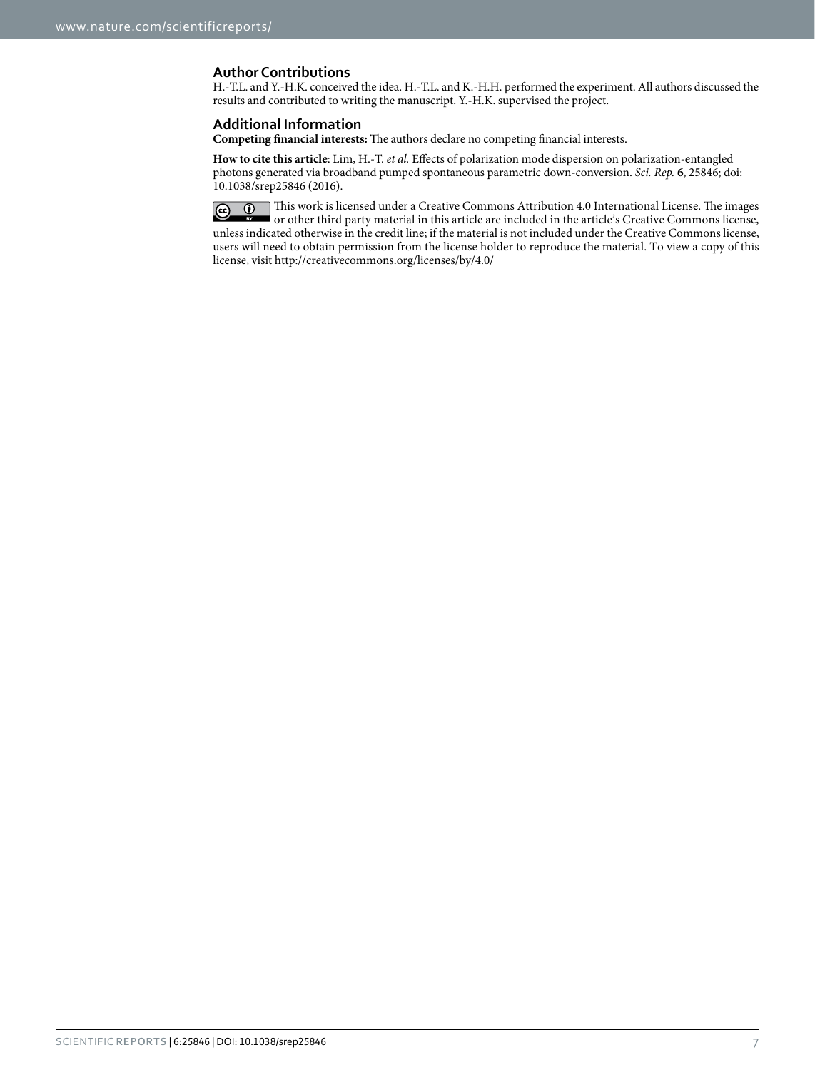## Author Contributions

H.-T.L. and Y.-H.K. conceived the idea. H.-T.L. and K.-H.H. performed the experiment. All authors discussed the results and contributed to writing the manuscript. Y.-H.K. supervised the project.

## Additional Information

**Competing financial interests:** The authors declare no competing financial interests.

**How to cite this article**: Lim, H.-T. *et al.* Effects of polarization mode dispersion on polarization-entangled photons generated via broadband pumped spontaneous parametric down-conversion. *Sci. Rep.* **6**, 25846; doi: 10.1038/srep25846 (2016).

This work is licensed under a Creative Commons Attribution 4.0 International License. The images or other third party material in this article are included in the article's Creative Commons license, unless indicated otherwise in the credit line; if the material is not included under the Creative Commons license, users will need to obtain permission from the license holder to reproduce the material. To view a copy of this license, visit http://creativecommons.org/licenses/by/4.0/